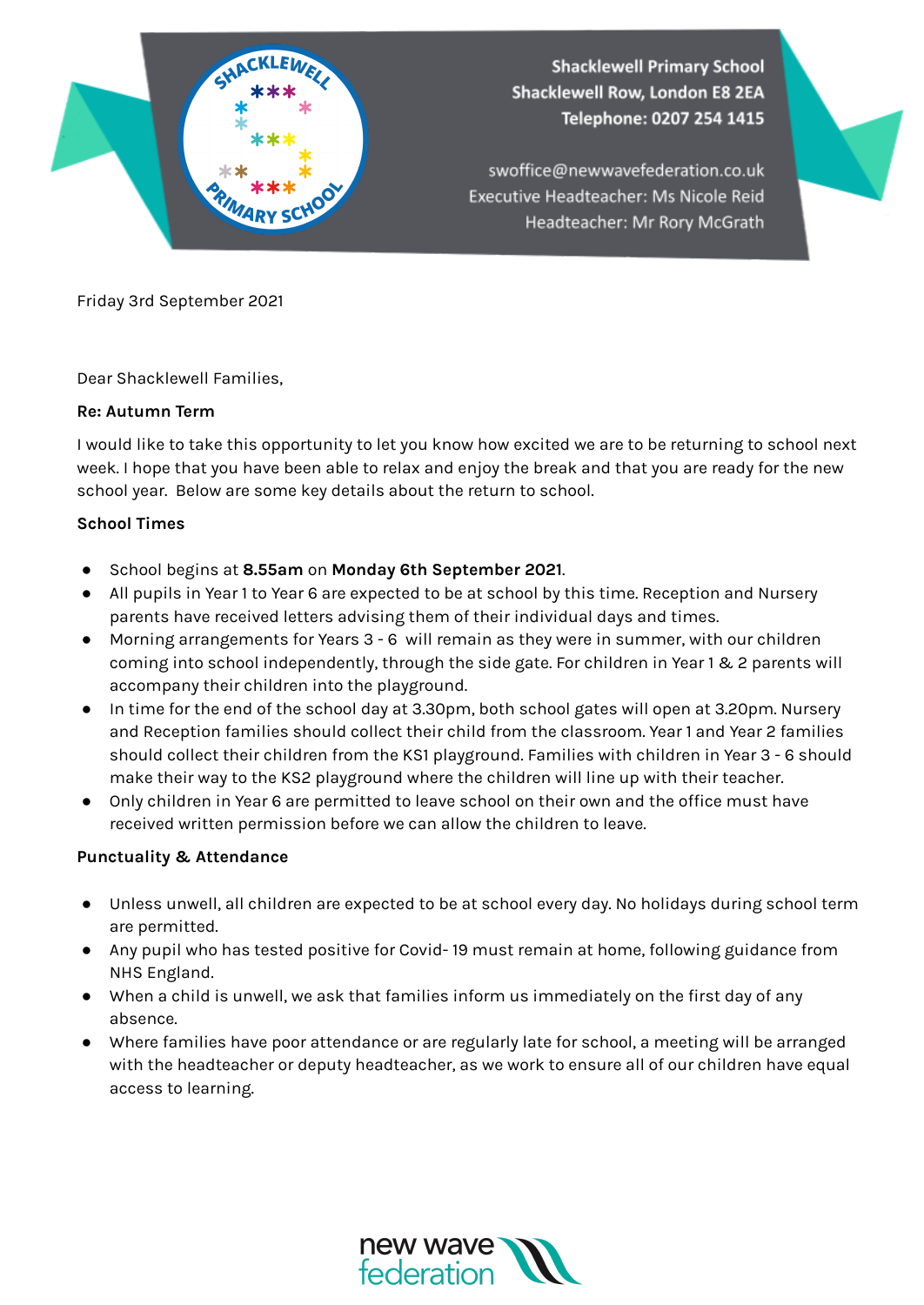Shacklewell Primary School
Shacklewell Row, London E8 2EA
Telephone: 0207 254 1415

swoffice@newwavefederation.co.uk
Executive Headteacher: Ms Nicole Reid
Headteacher: Mr Rory McGrath

Friday 3rd September 2021

Dear Shacklewell Families,

**Re: Autumn Term**

I would like to take this opportunity to let you know how excited we are to be returning to school next week. I hope that you have been able to relax and enjoy the break and that you are ready for the new school year. Below are some key details about the return to school.

**School Times**

- School begins at **8.55am** on **Monday 6th September 2021**.
- All pupils in Year 1 to Year 6 are expected to be at school by this time. Reception and Nursery parents have received letters advising them of their individual days and times.
- Morning arrangements for Years 3 - 6 will remain as they were in summer, with our children coming into school independently, through the side gate. For children in Year 1 & 2 parents will accompany their children into the playground.
- In time for the end of the school day at 3.30pm, both school gates will open at 3.20pm. Nursery and Reception families should collect their child from the classroom. Year 1 and Year 2 families should collect their children from the KS1 playground. Families with children in Year 3 - 6 should make their way to the KS2 playground where the children will line up with their teacher.
- Only children in Year 6 are permitted to leave school on their own and the office must have received written permission before we can allow the children to leave.

**Punctuality & Attendance**

- Unless unwell, all children are expected to be at school every day. No holidays during school term are permitted.
- Any pupil who has tested positive for Covid- 19 must remain at home, following guidance from NHS England.
- When a child is unwell, we ask that families inform us immediately on the first day of any absence.
- Where families have poor attendance or are regularly late for school, a meeting will be arranged with the headteacher or deputy headteacher, as we work to ensure all of our children have equal access to learning.

new wave federation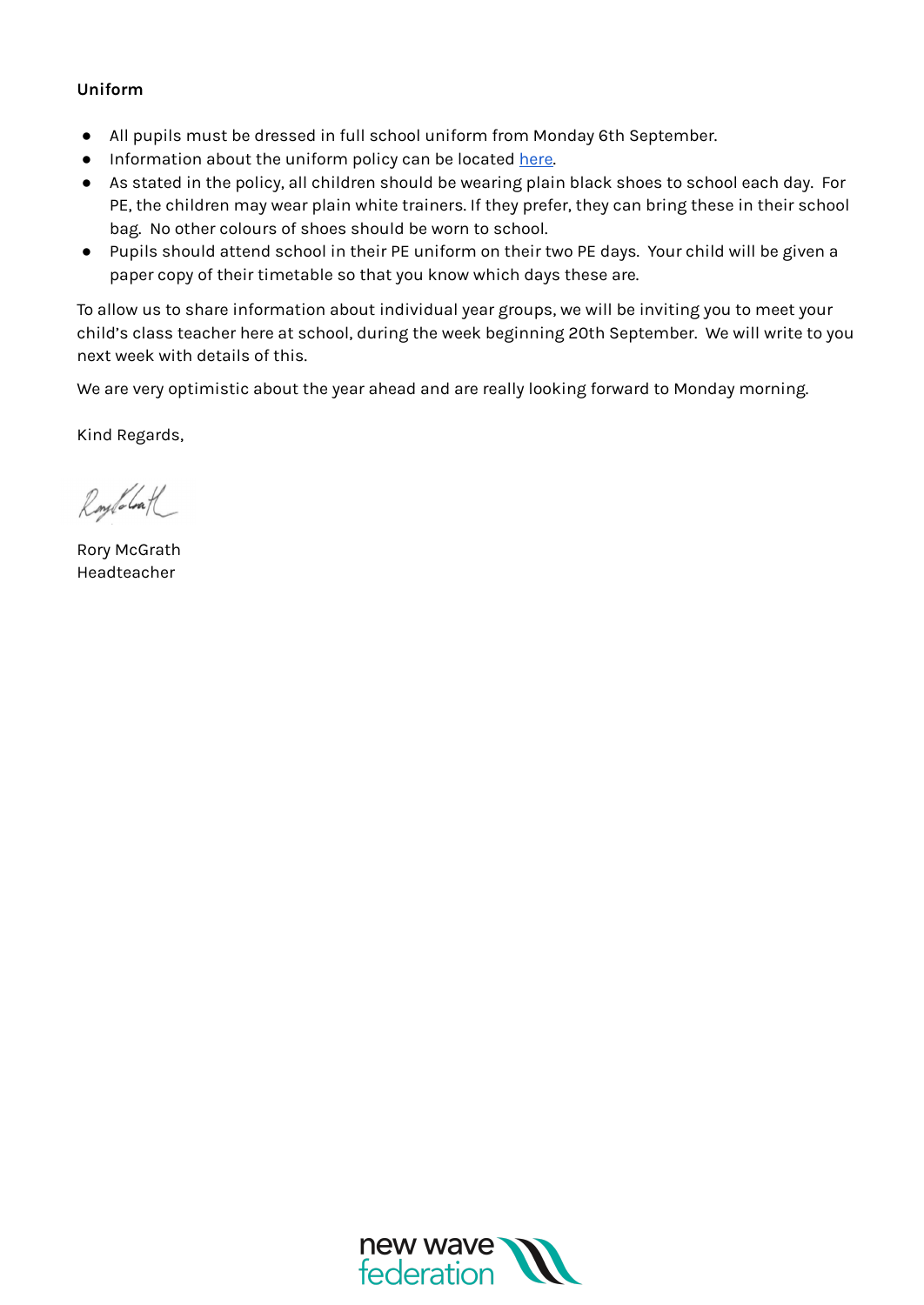**Uniform**

- All pupils must be dressed in full school uniform from Monday 6th September.
- Information about the uniform policy can be located here.
- As stated in the policy, all children should be wearing plain black shoes to school each day. For PE, the children may wear plain white trainers. If they prefer, they can bring these in their school bag. No other colours of shoes should be worn to school.
- Pupils should attend school in their PE uniform on their two PE days. Your child will be given a paper copy of their timetable so that you know which days these are.

To allow us to share information about individual year groups, we will be inviting you to meet your child's class teacher here at school, during the week beginning 20th September. We will write to you next week with details of this.

We are very optimistic about the year ahead and are really looking forward to Monday morning.

Kind Regards,

Rory McGrath
Headteacher